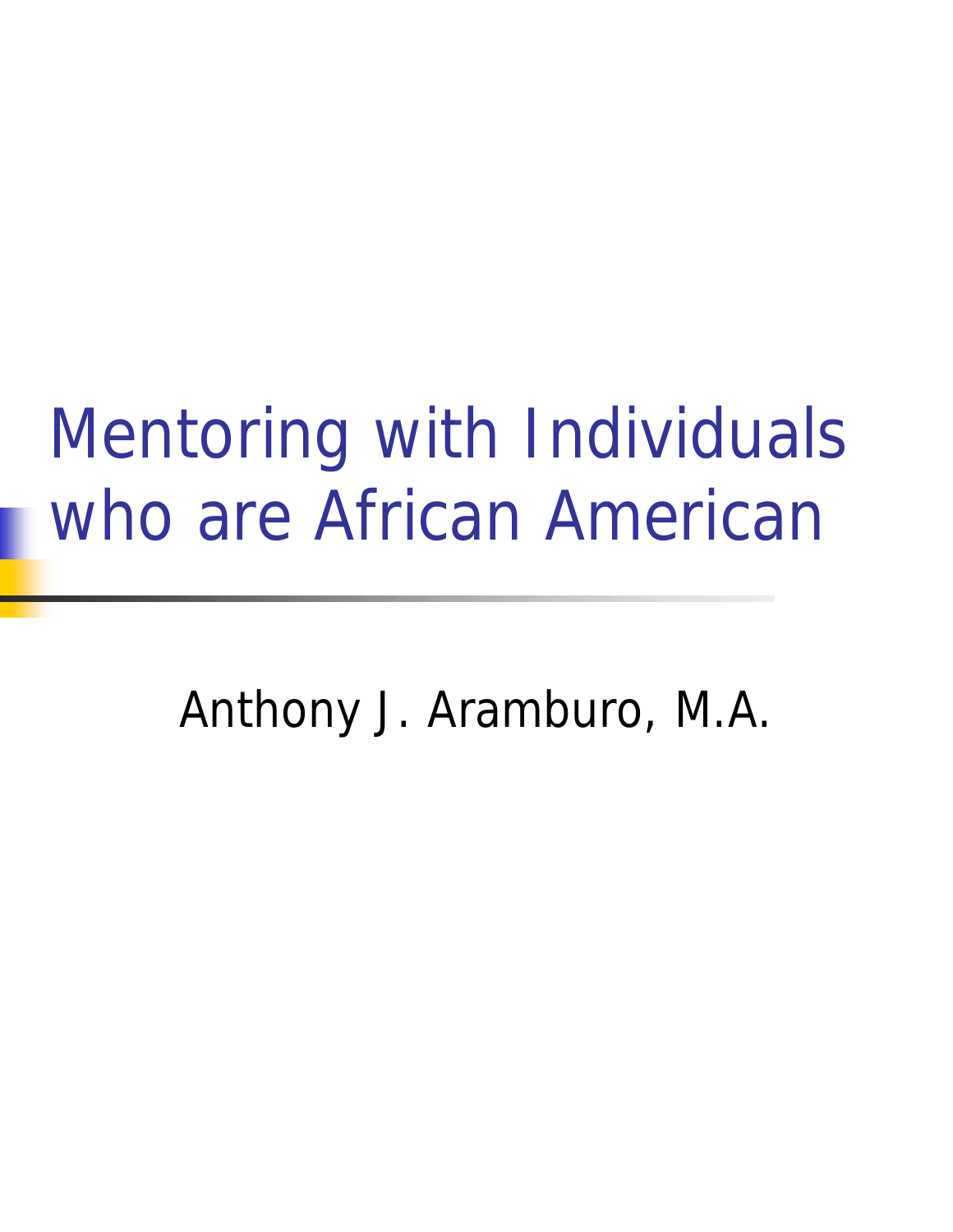# Mentoring with Individuals who are African American

Anthony J. Aramburo, M.A.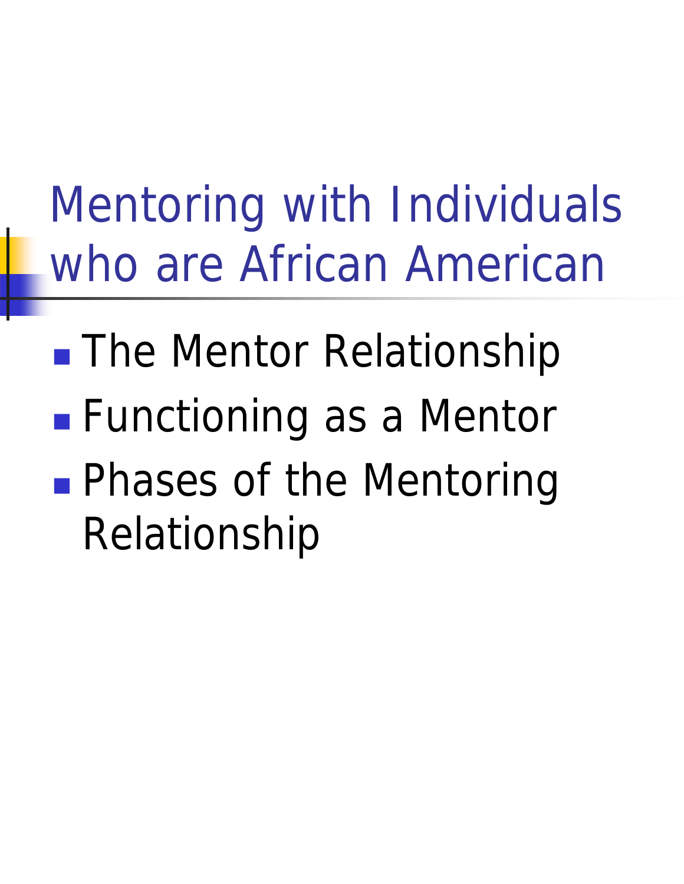# Mentoring with Individuals who are African American

- The Mentor Relationship
- Functioning as a Mentor
- Phases of the Mentoring Relationship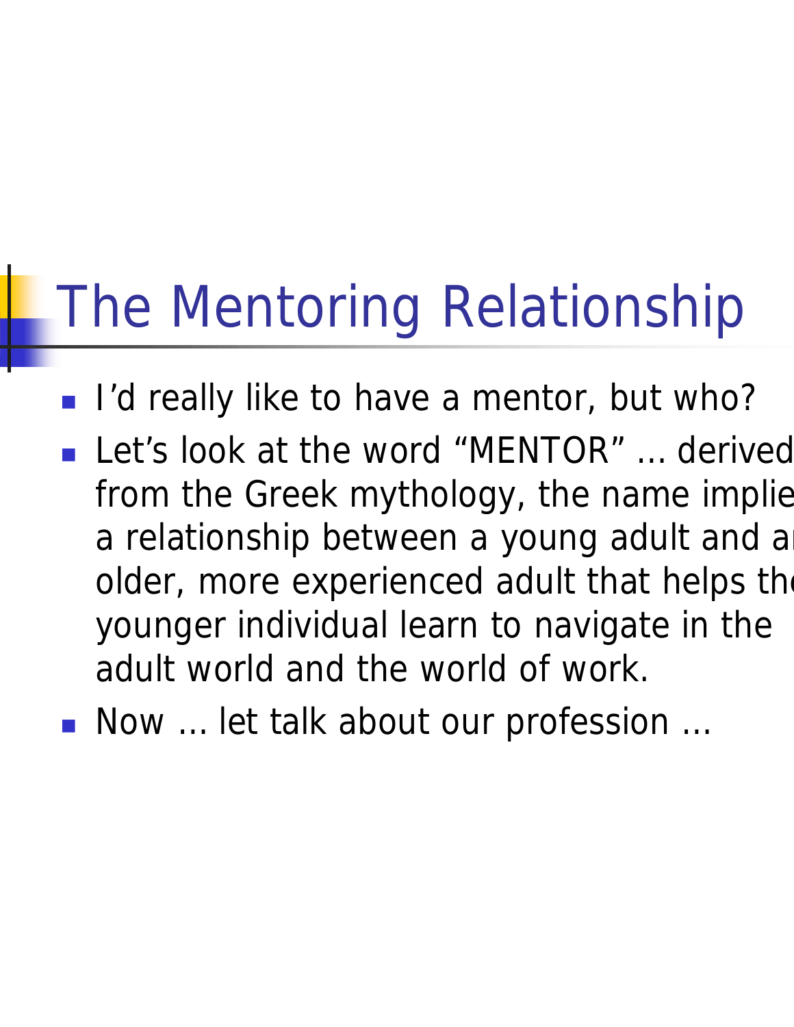# The Mentoring Relationship

- I'd really like to have a mentor, but who?
- Let's look at the word "MENTOR" … derived from the Greek mythology, the name implies a relationship between a young adult and an older, more experienced adult that helps the younger individual learn to navigate in the adult world and the world of work.
- Now … let talk about our profession …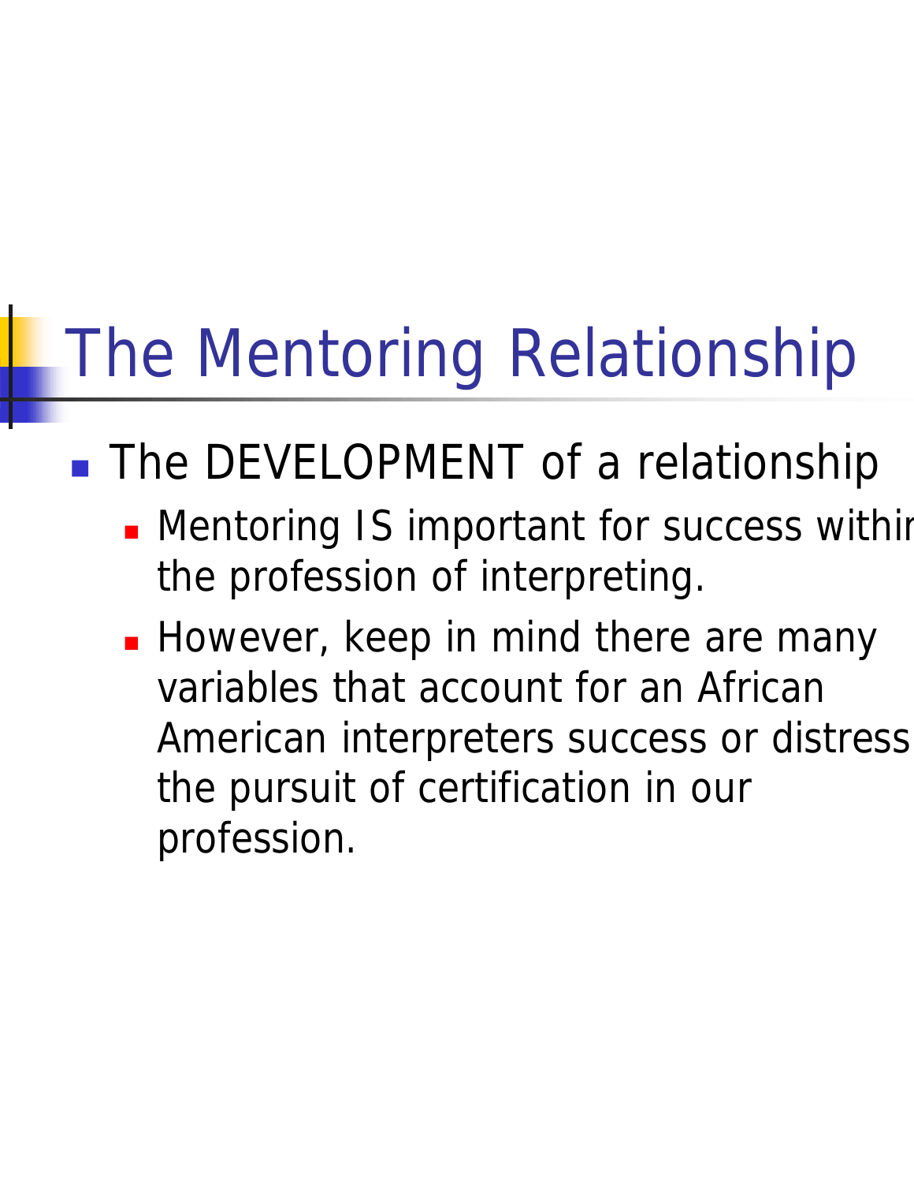# The Mentoring Relationship

- The DEVELOPMENT of a relationship
  - Mentoring IS important for success within the profession of interpreting.
  - However, keep in mind there are many variables that account for an African American interpreters success or distress the pursuit of certification in our profession.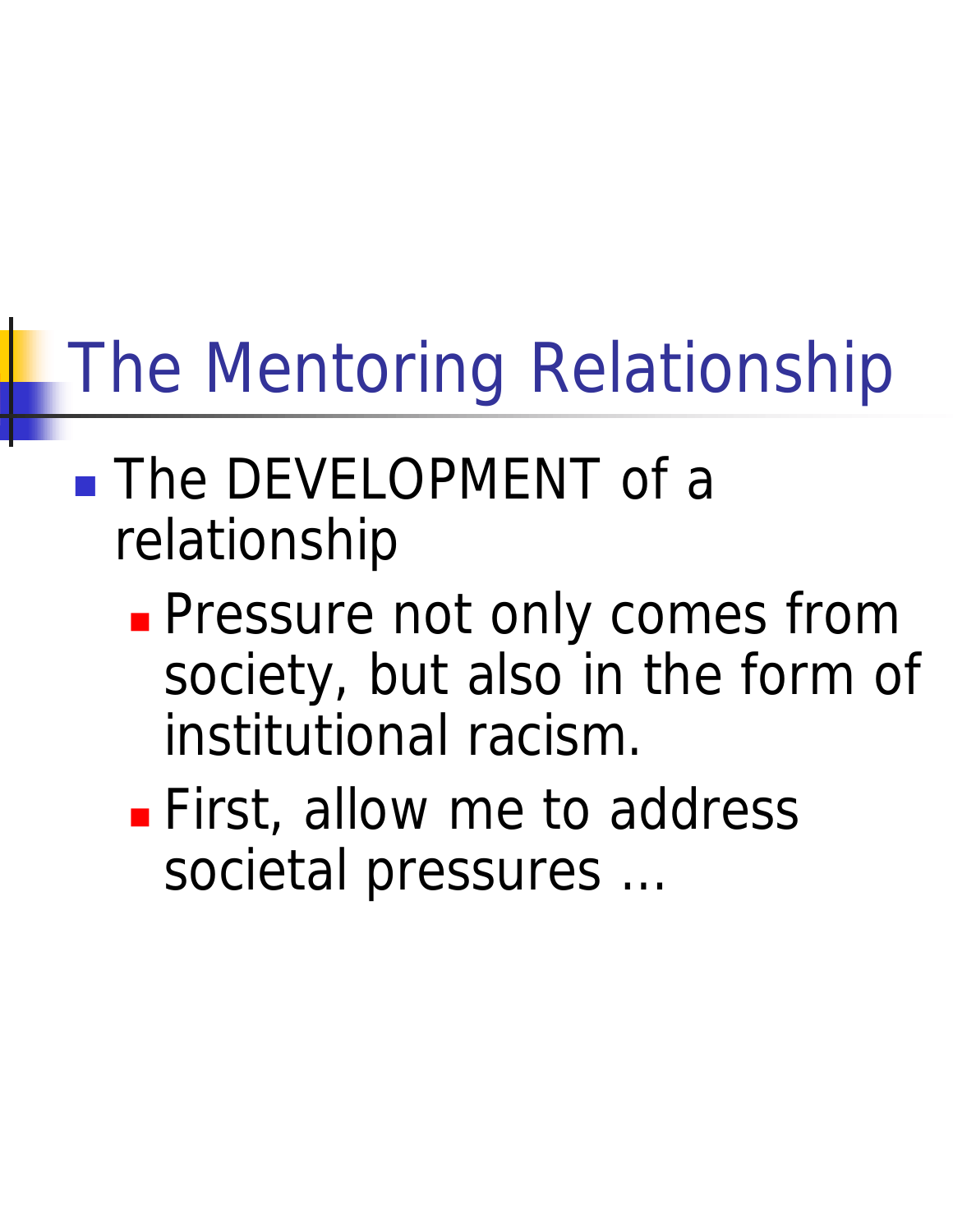# The Mentoring Relationship

- The DEVELOPMENT of a relationship
  - Pressure not only comes from society, but also in the form of institutional racism.
  - First, allow me to address societal pressures …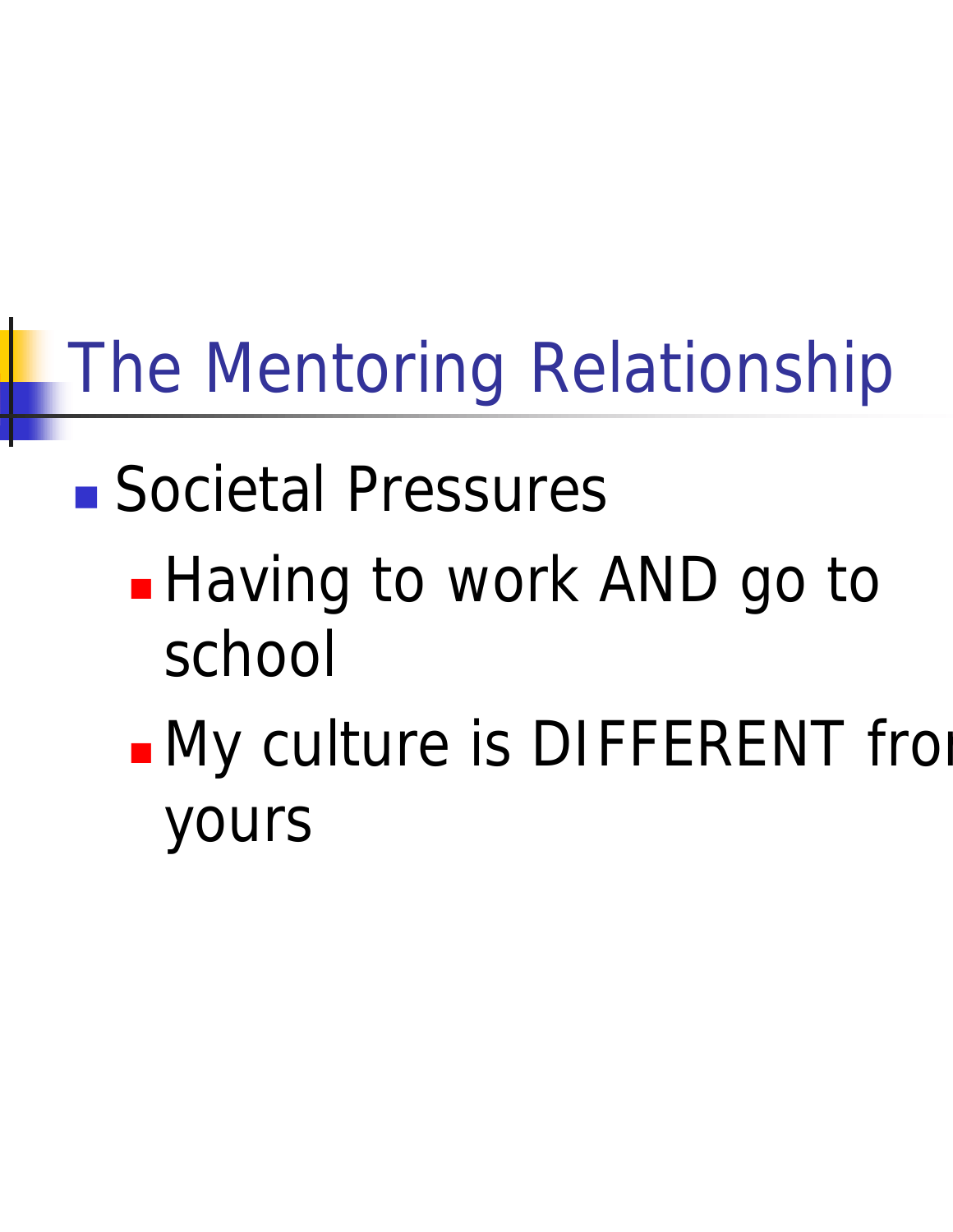# The Mentoring Relationship

- Societal Pressures
  - Having to work AND go to school
  - My culture is DIFFERENT from yours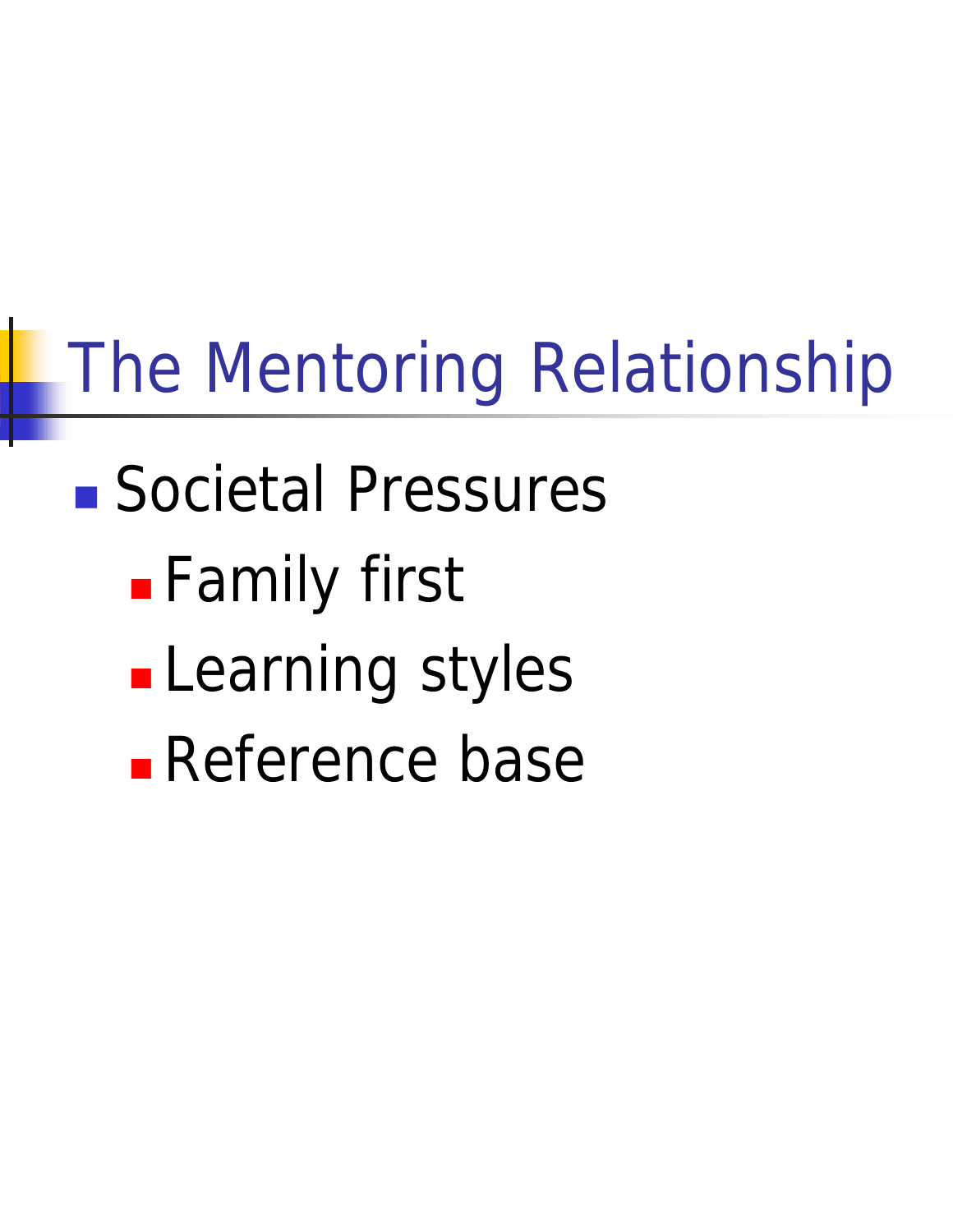# The Mentoring Relationship

- Societal Pressures
  - Family first
  - Learning styles
  - Reference base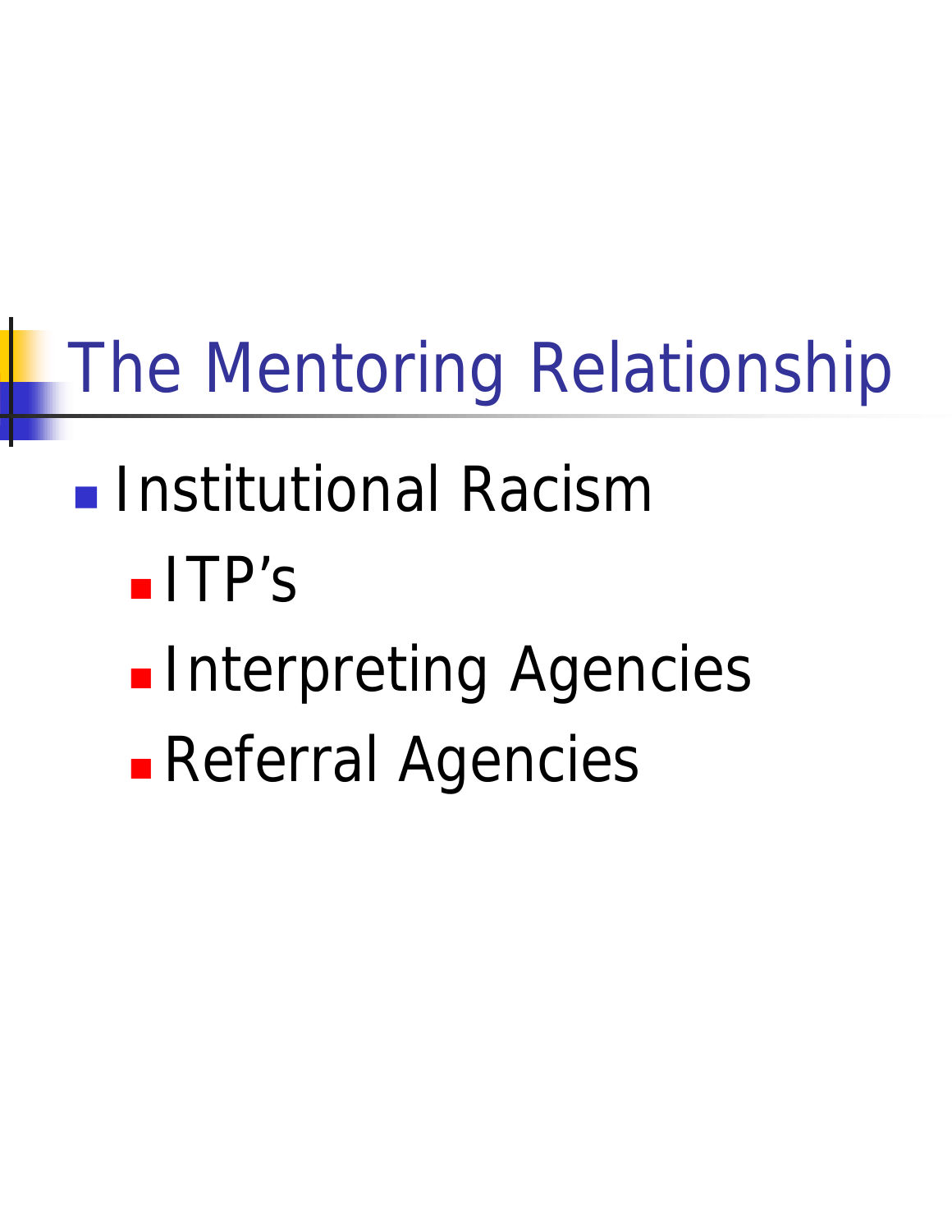# The Mentoring Relationship

- Institutional Racism
  - ITP's
  - Interpreting Agencies
  - Referral Agencies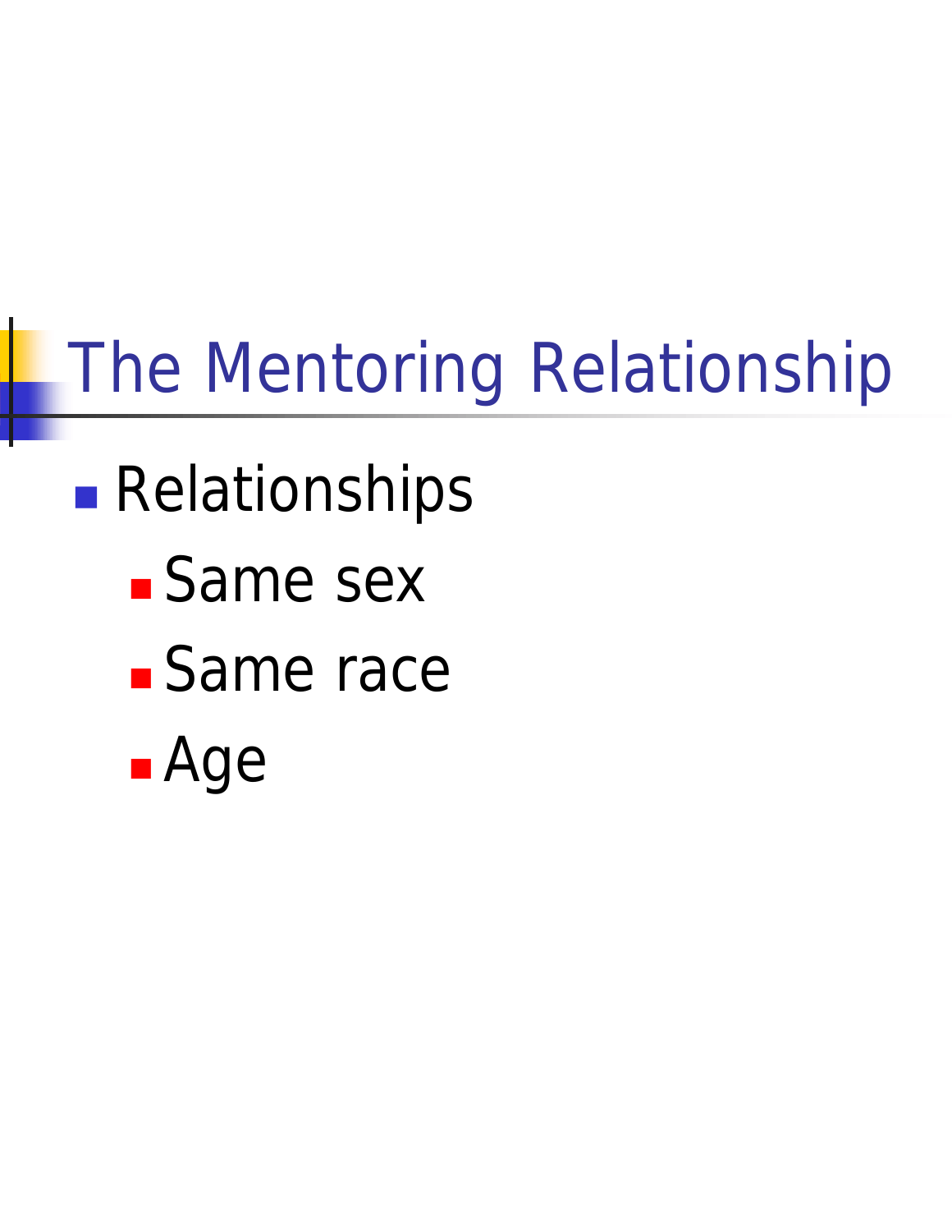# The Mentoring Relationship

- Relationships
  - Same sex
  - Same race
  - Age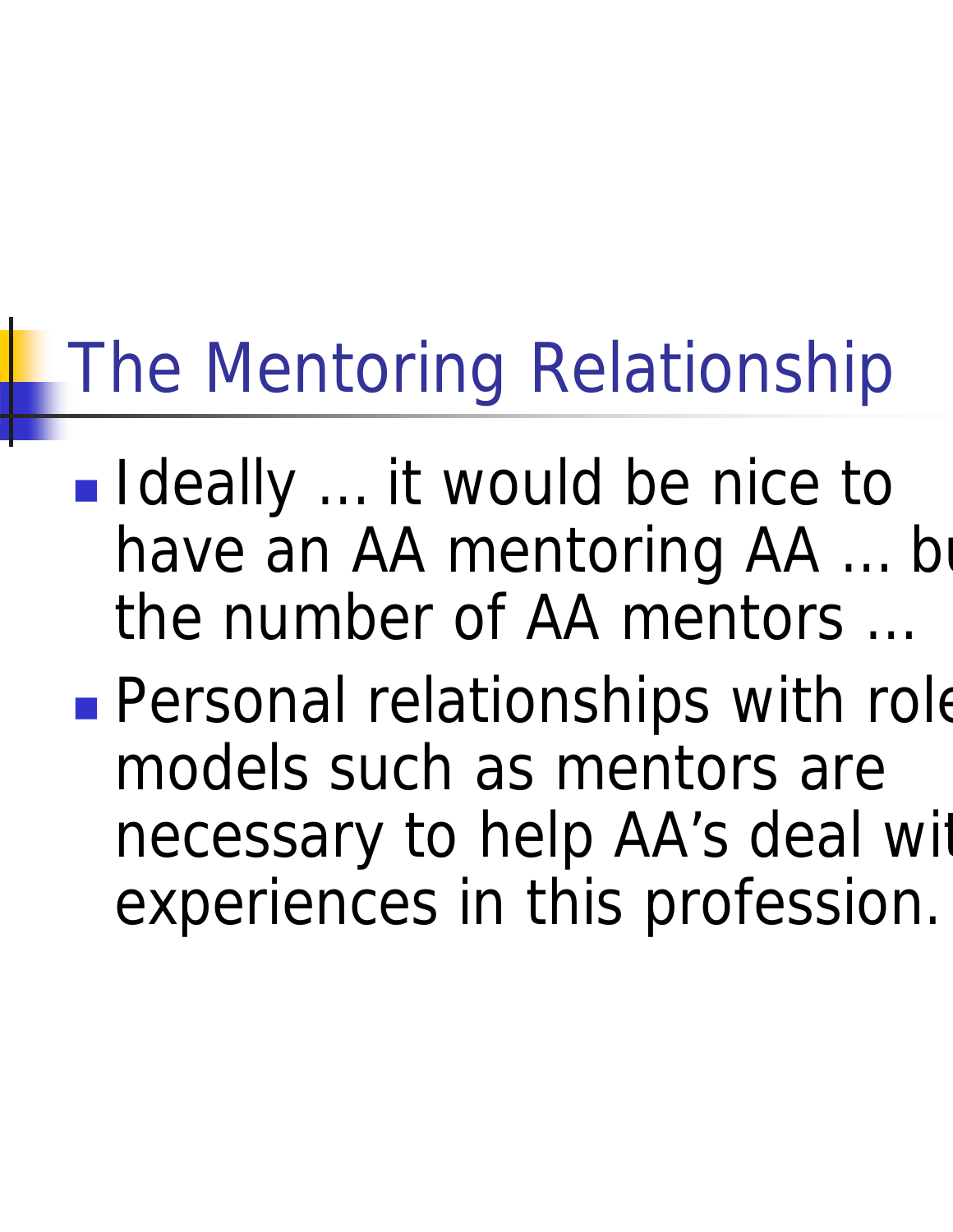# The Mentoring Relationship

- Ideally … it would be nice to have an AA mentoring AA … bu the number of AA mentors …
- Personal relationships with role models such as mentors are necessary to help AA's deal wit experiences in this profession.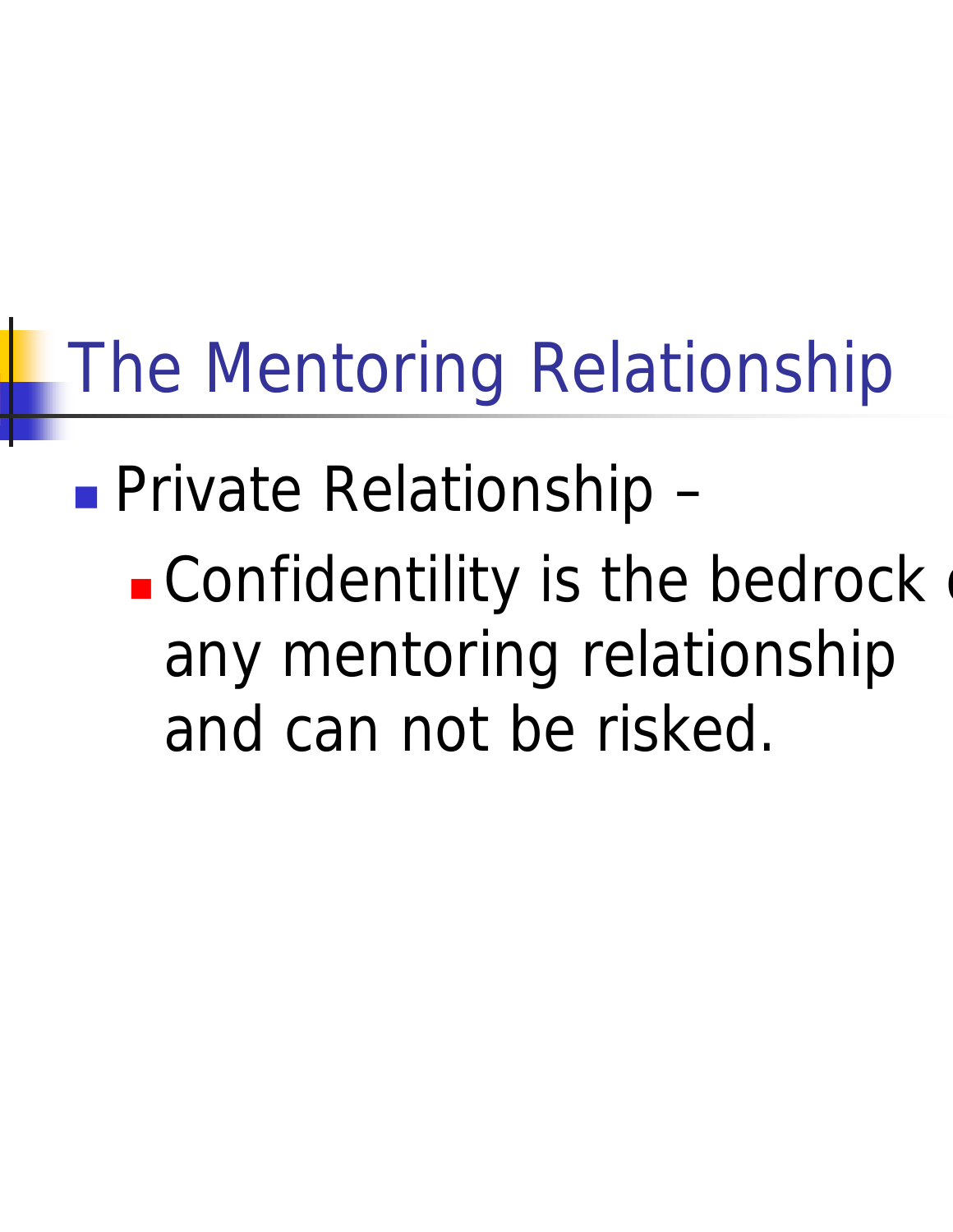# The Mentoring Relationship

- Private Relationship –
  - Confidentility is the bedrock of any mentoring relationship and can not be risked.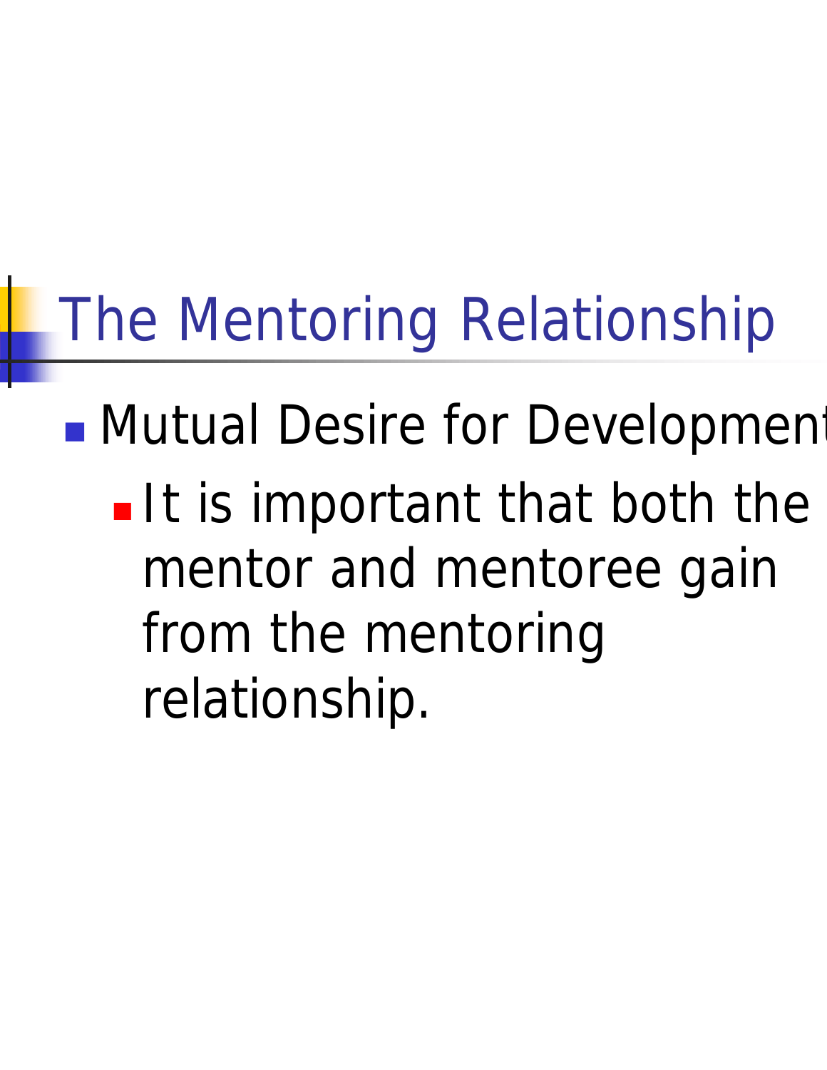# The Mentoring Relationship

- Mutual Desire for Development
  - It is important that both the mentor and mentoree gain from the mentoring relationship.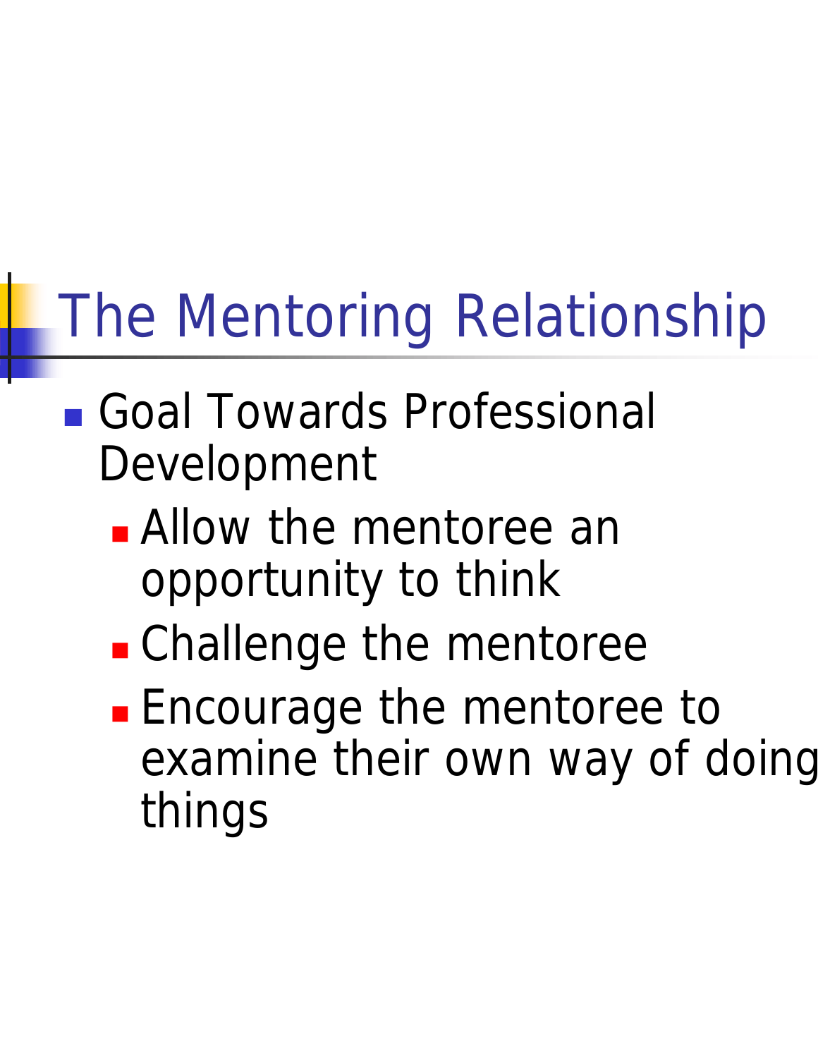# The Mentoring Relationship

- Goal Towards Professional Development
  - Allow the mentoree an opportunity to think
  - Challenge the mentoree
  - Encourage the mentoree to examine their own way of doing things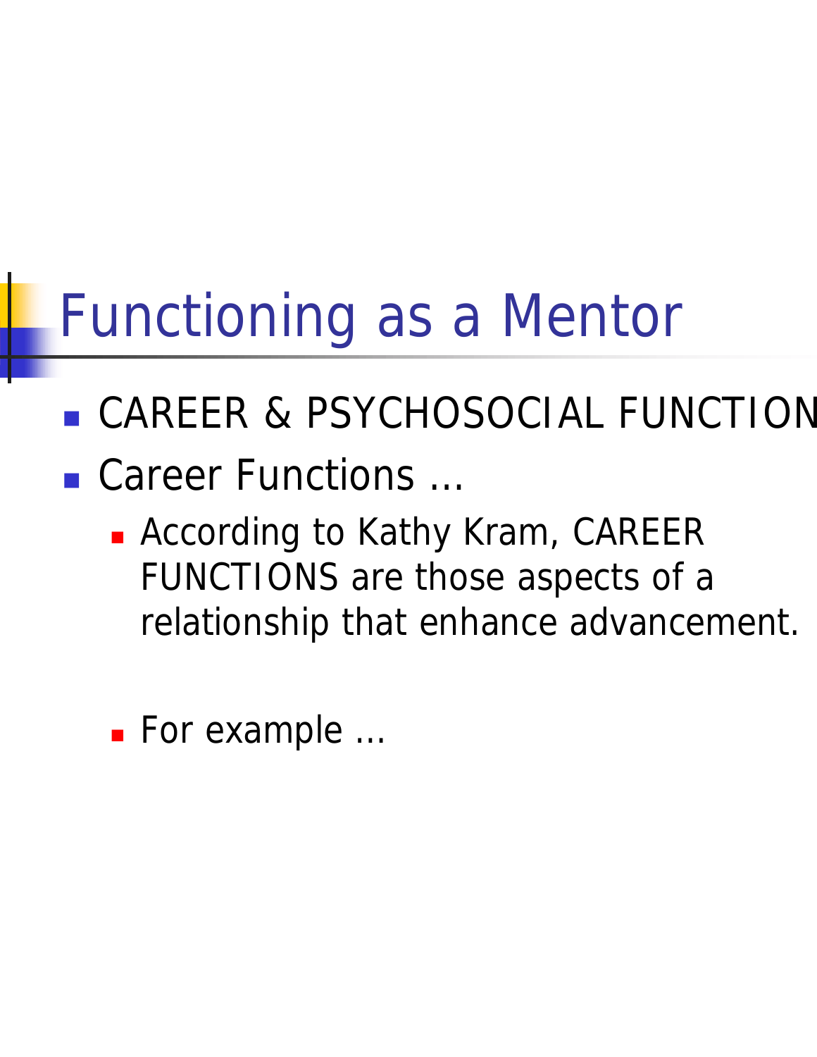# Functioning as a Mentor

- CAREER & PSYCHOSOCIAL FUNCTION
- Career Functions …
  - According to Kathy Kram, CAREER FUNCTIONS are those aspects of a relationship that enhance advancement.
  - For example …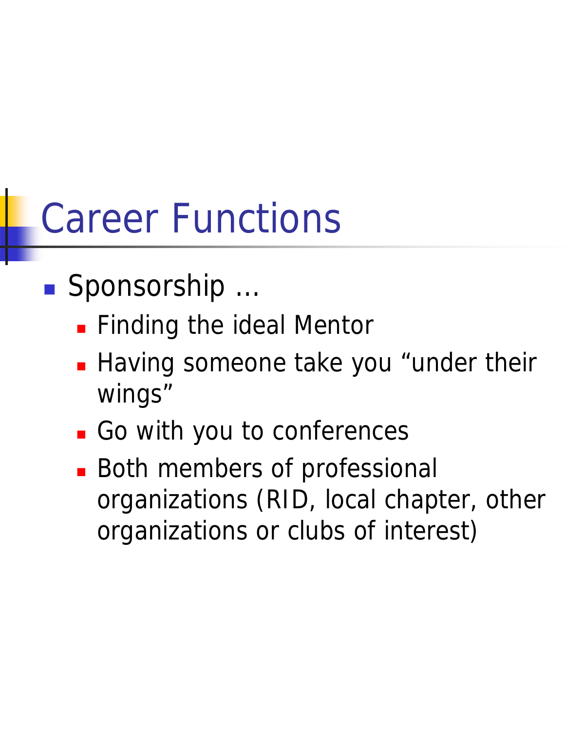# Career Functions

- Sponsorship …
  - Finding the ideal Mentor
  - Having someone take you “under their wings”
  - Go with you to conferences
  - Both members of professional organizations (RID, local chapter, other organizations or clubs of interest)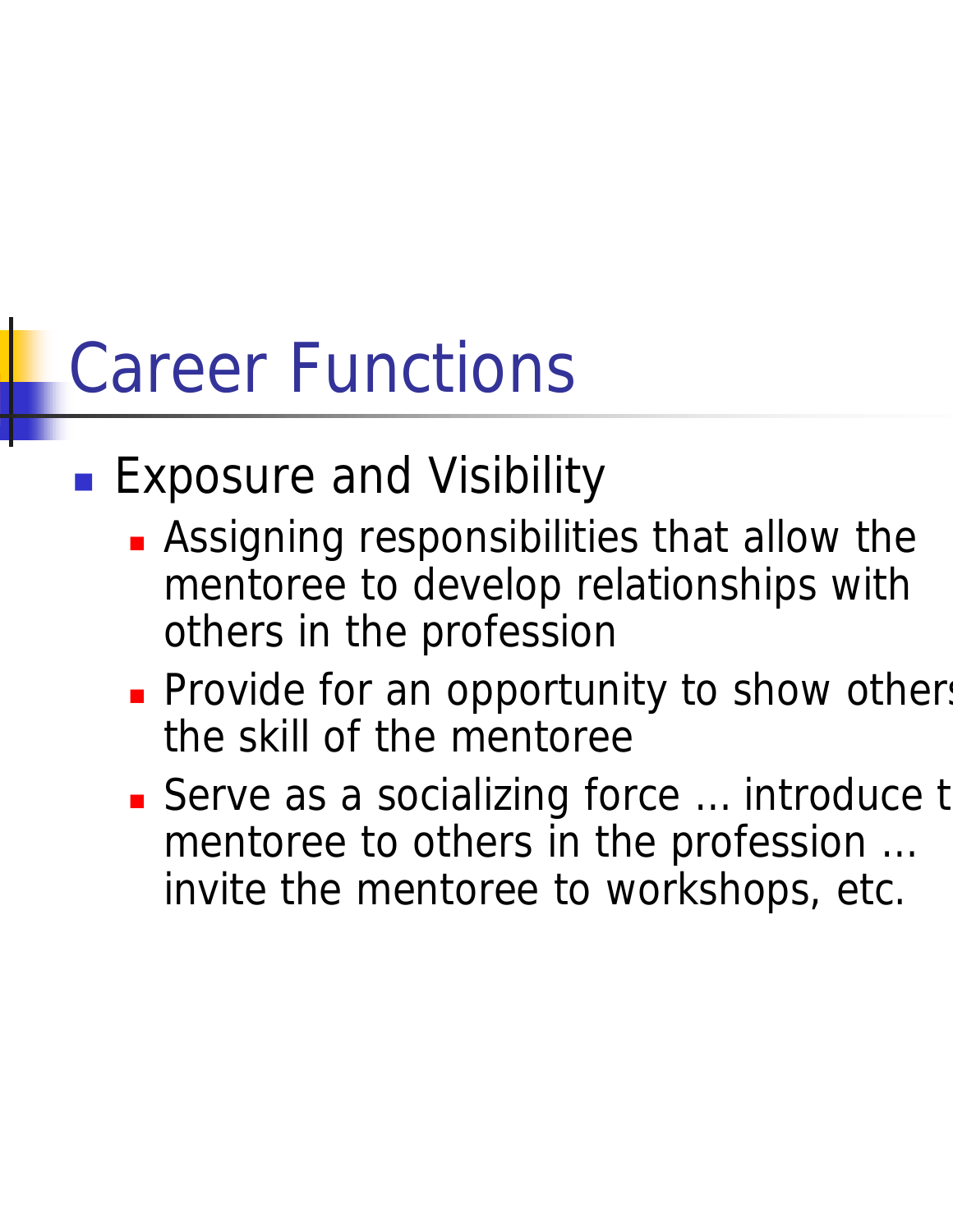# Career Functions

- Exposure and Visibility
  - Assigning responsibilities that allow the mentoree to develop relationships with others in the profession
  - Provide for an opportunity to show others the skill of the mentoree
  - Serve as a socializing force … introduce the mentoree to others in the profession … invite the mentoree to workshops, etc.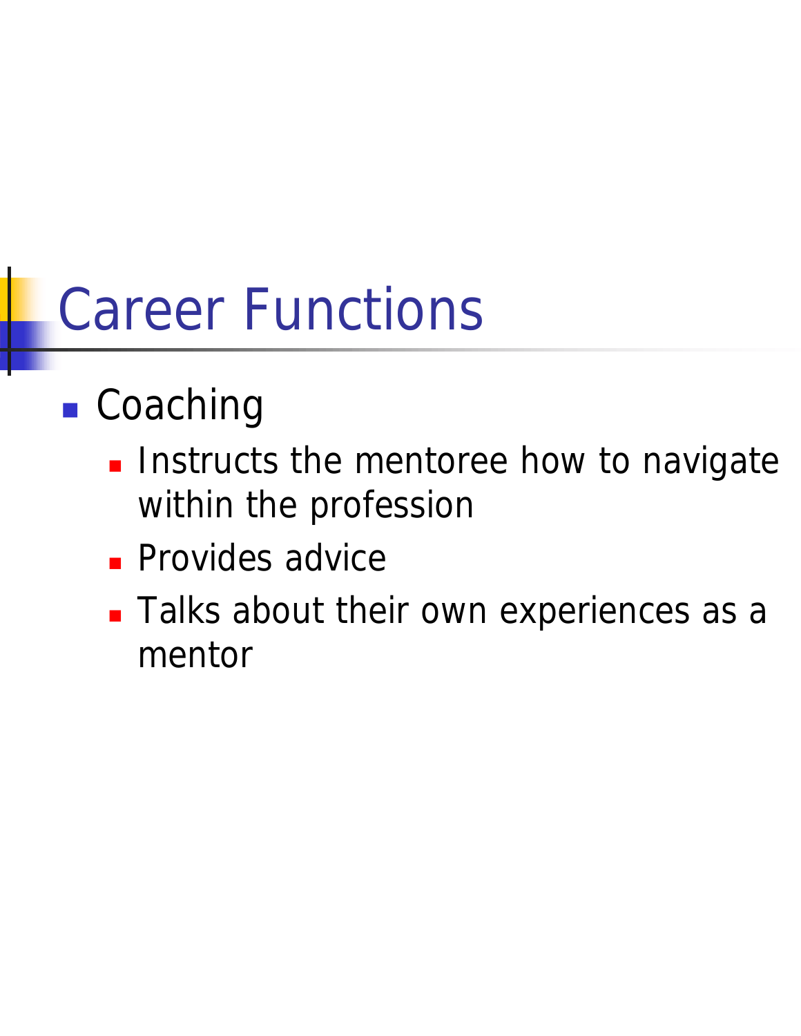# Career Functions

- Coaching
  - Instructs the mentoree how to navigate within the profession
  - Provides advice
  - Talks about their own experiences as a mentor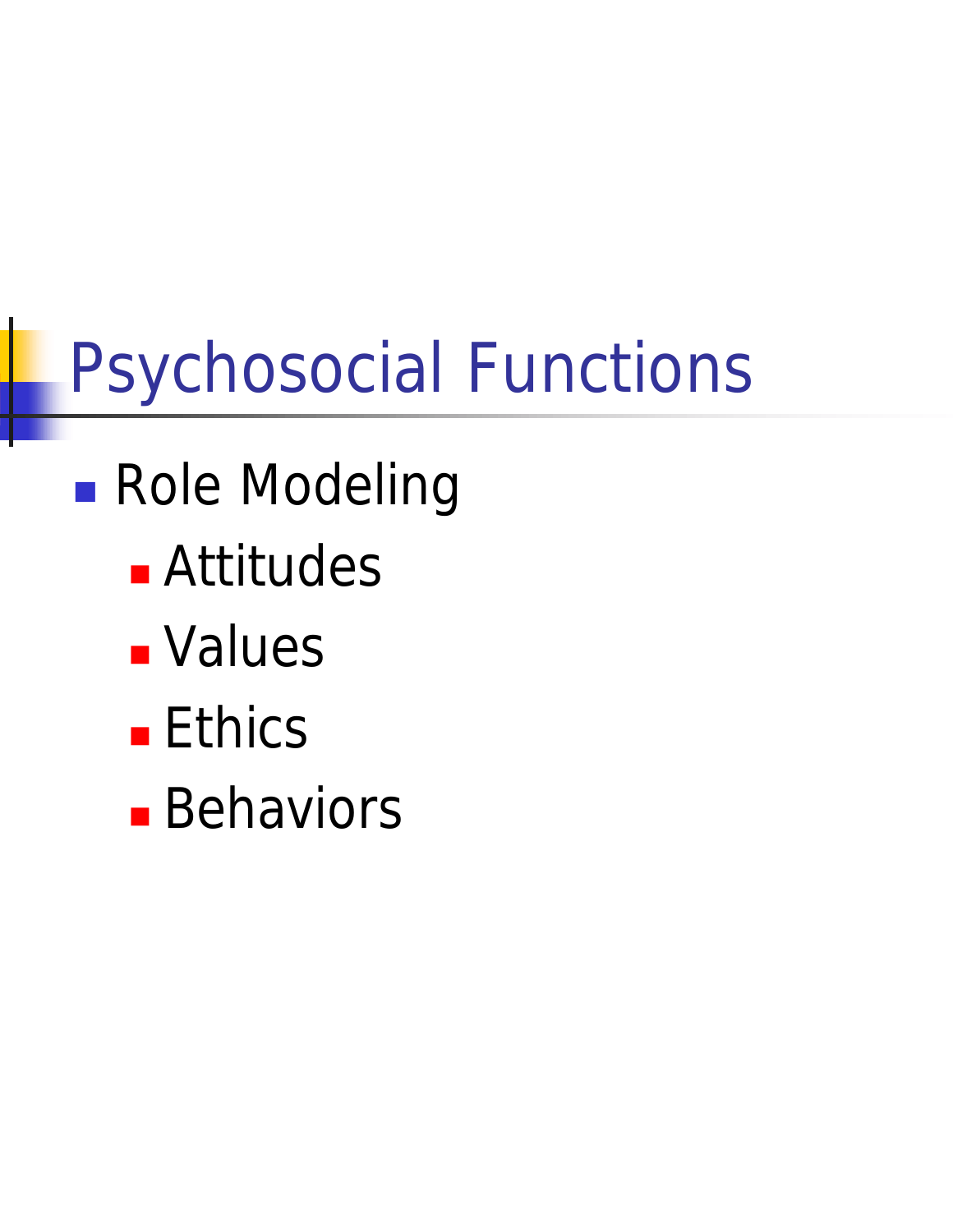# Psychosocial Functions

- Role Modeling
  - Attitudes
  - Values
  - Ethics
  - Behaviors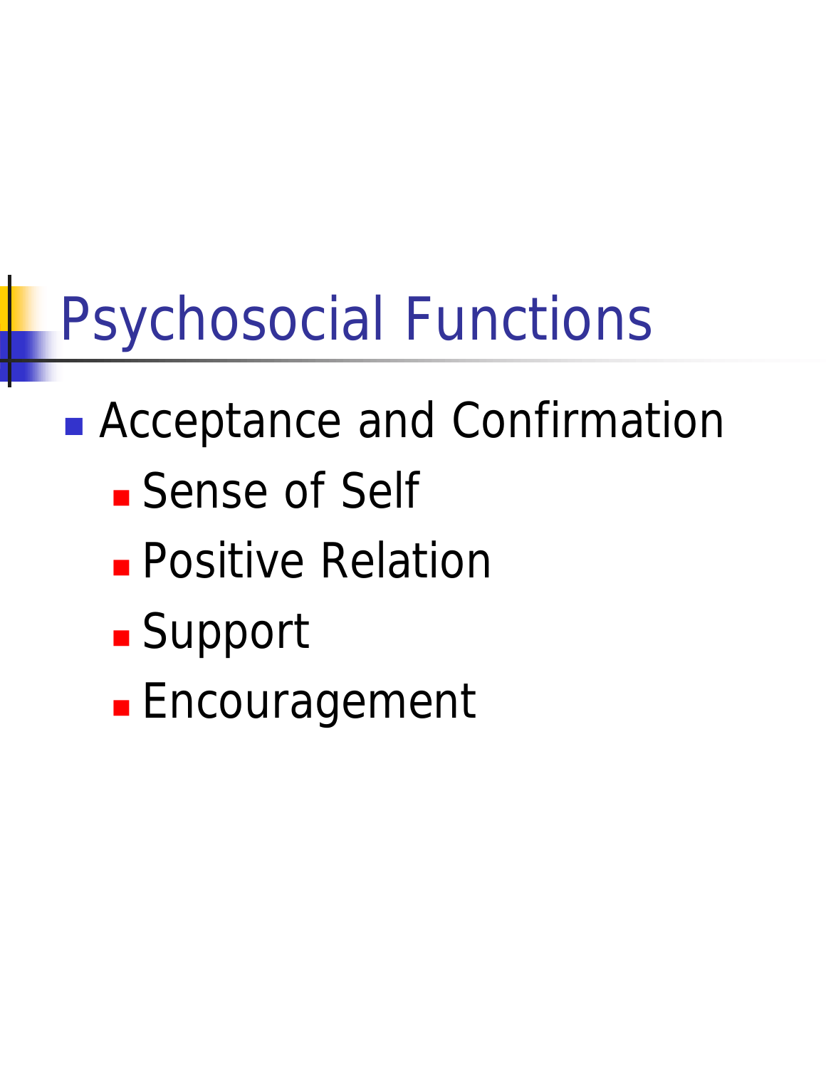# Psychosocial Functions

- Acceptance and Confirmation
  - Sense of Self
  - Positive Relation
  - Support
  - Encouragement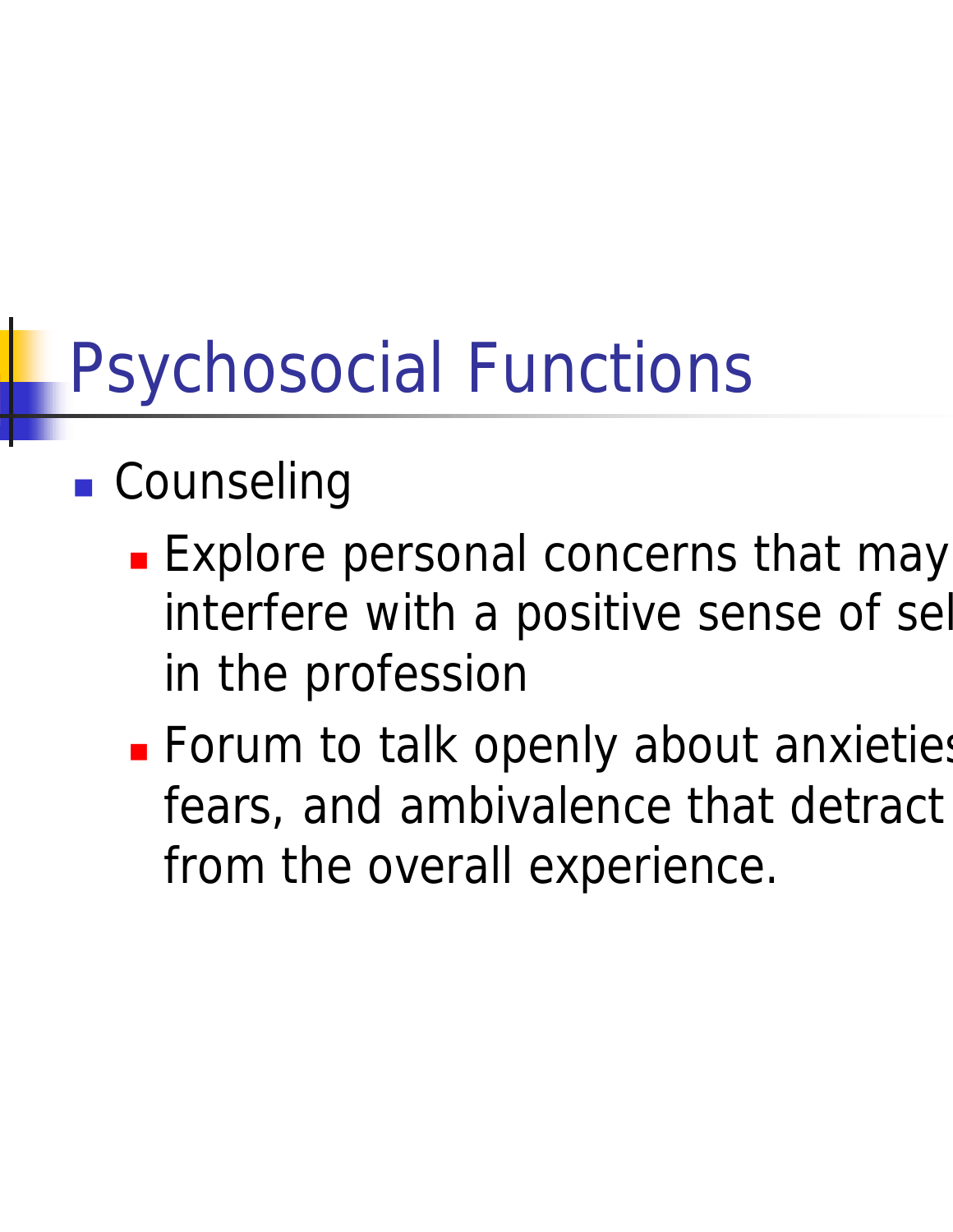# Psychosocial Functions

- Counseling
  - Explore personal concerns that may interfere with a positive sense of sel in the profession
  - Forum to talk openly about anxieties fears, and ambivalence that detract from the overall experience.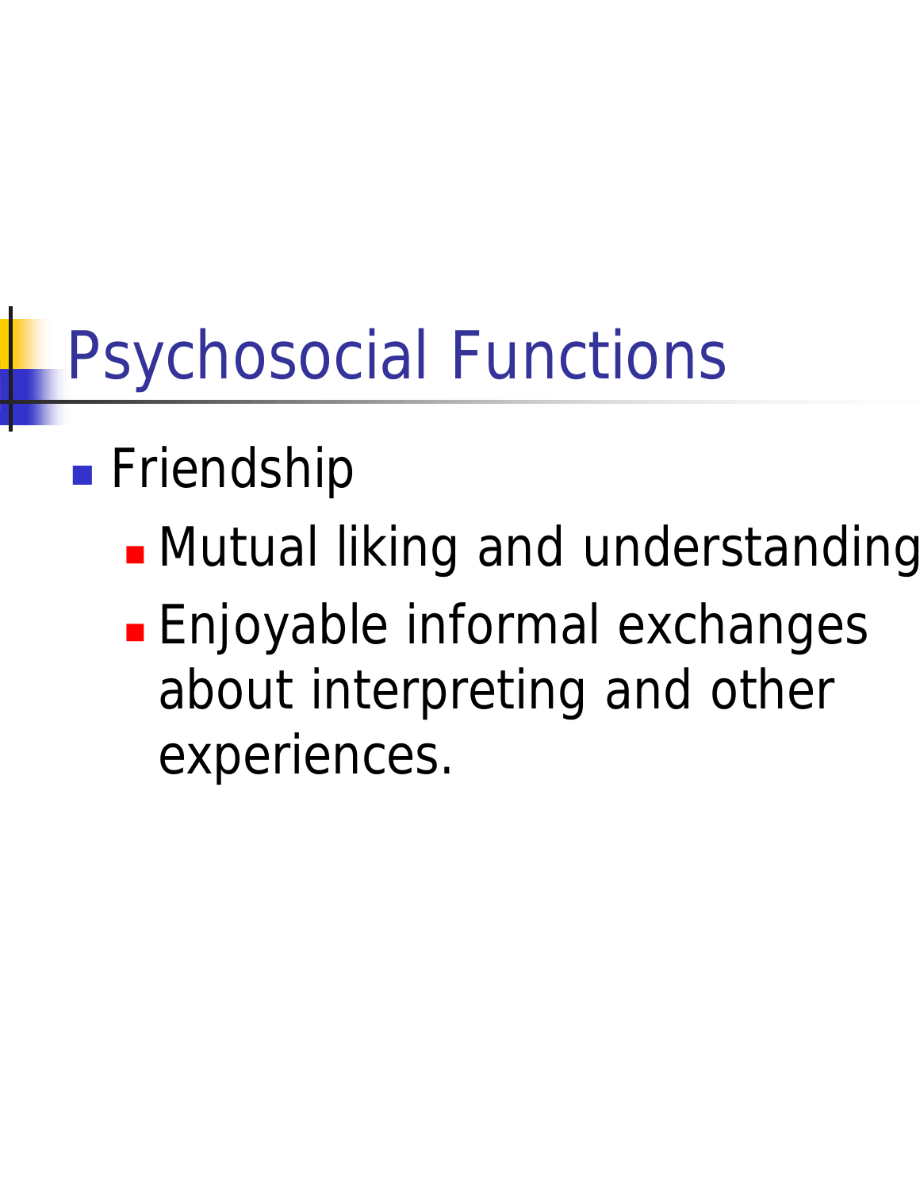# Psychosocial Functions

- Friendship
  - Mutual liking and understanding
  - Enjoyable informal exchanges about interpreting and other experiences.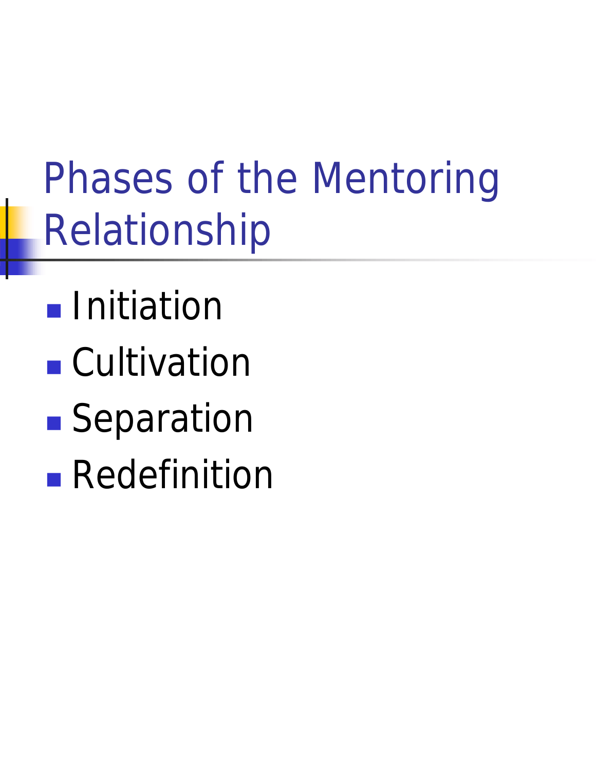# Phases of the Mentoring Relationship

- Initiation
- Cultivation
- Separation
- Redefinition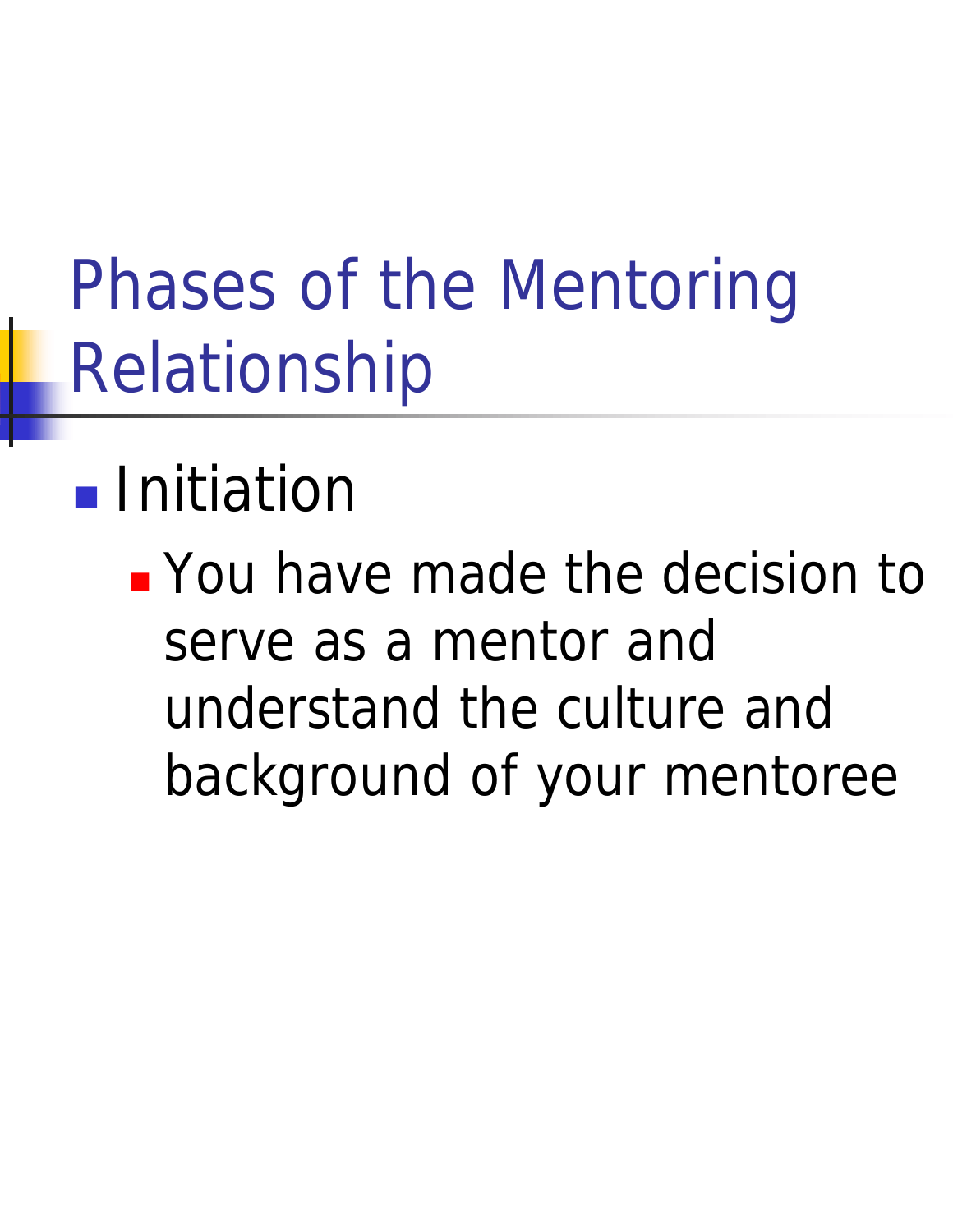# Phases of the Mentoring Relationship

- Initiation
  - You have made the decision to serve as a mentor and understand the culture and background of your mentoree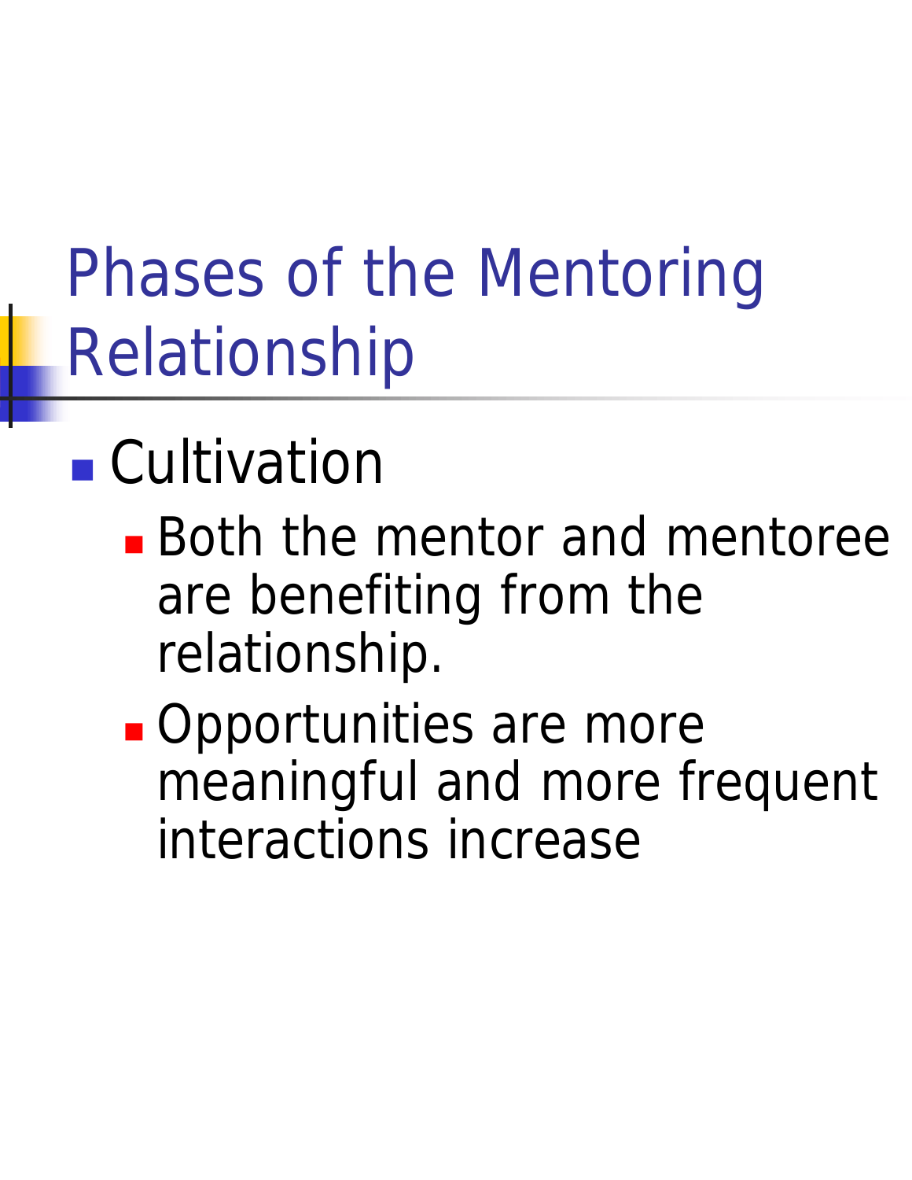# Phases of the Mentoring Relationship

- Cultivation
  - Both the mentor and mentoree are benefiting from the relationship.
  - Opportunities are more meaningful and more frequent interactions increase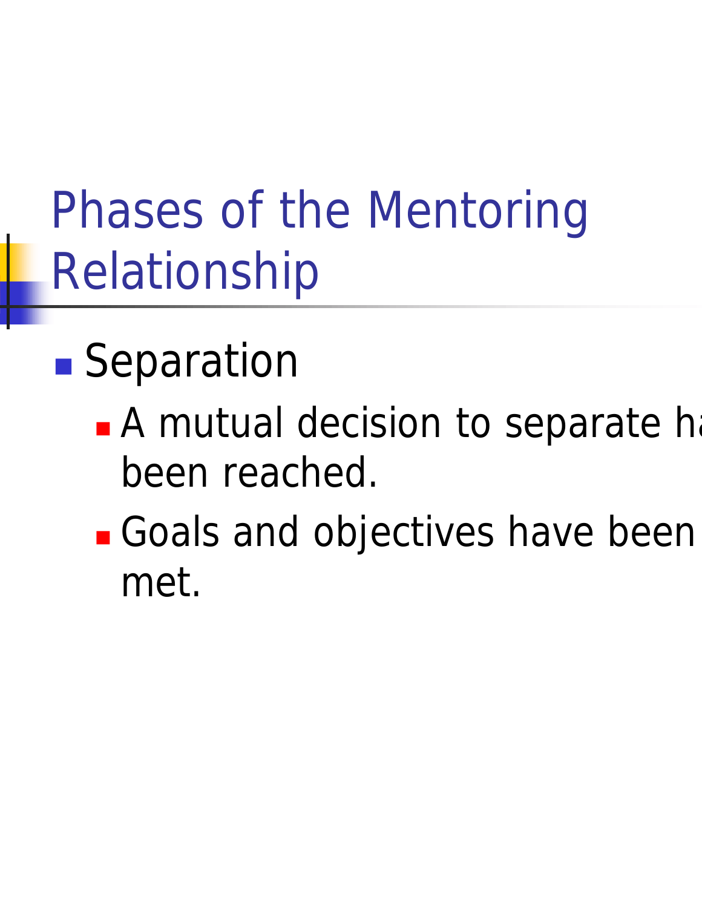# Phases of the Mentoring Relationship

- Separation
  - A mutual decision to separate has been reached.
  - Goals and objectives have been met.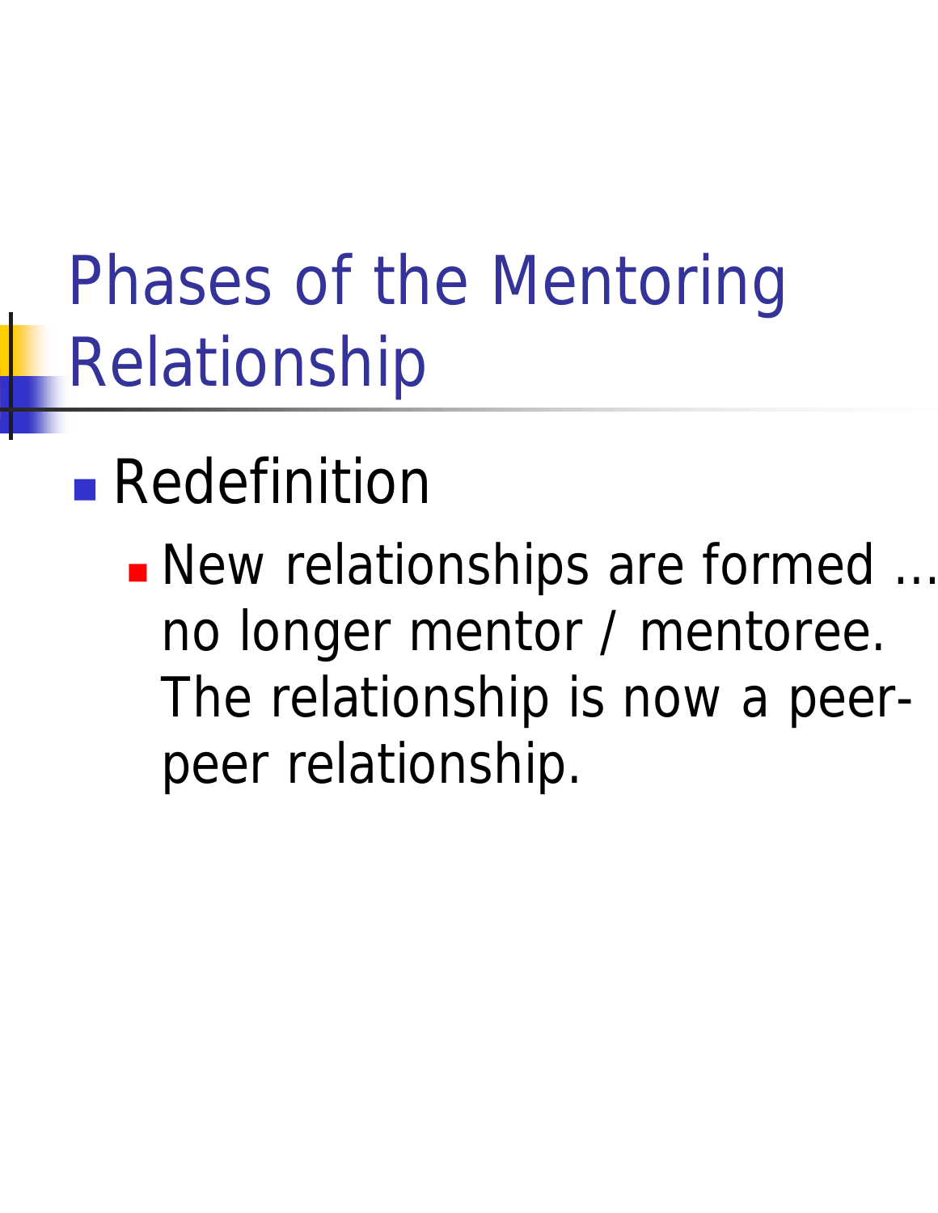# Phases of the Mentoring Relationship

- Redefinition
  - New relationships are formed … no longer mentor / mentoree. The relationship is now a peer-peer relationship.